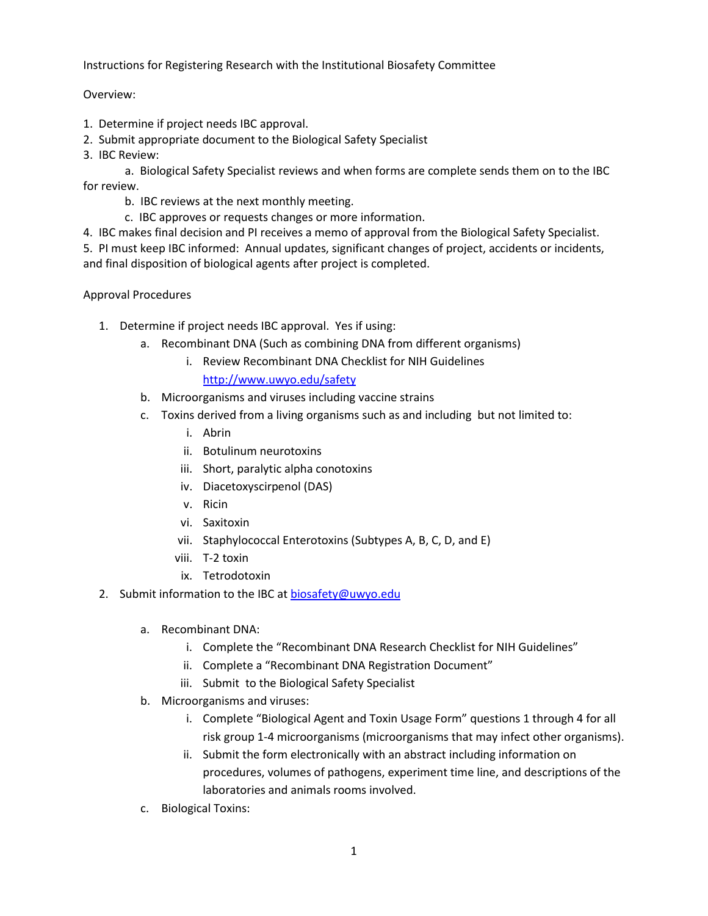Instructions for Registering Research with the Institutional Biosafety Committee

Overview:

1. Determine if project needs IBC approval.
2. Submit appropriate document to the Biological Safety Specialist
3. IBC Review:
   a. Biological Safety Specialist reviews and when forms are complete sends them on to the IBC for review.
   b. IBC reviews at the next monthly meeting.
   c. IBC approves or requests changes or more information.
4. IBC makes final decision and PI receives a memo of approval from the Biological Safety Specialist.
5. PI must keep IBC informed: Annual updates, significant changes of project, accidents or incidents, and final disposition of biological agents after project is completed.

Approval Procedures

1. Determine if project needs IBC approval. Yes if using:
   a. Recombinant DNA (Such as combining DNA from different organisms)
      i. Review Recombinant DNA Checklist for NIH Guidelines http://www.uwyo.edu/safety
   b. Microorganisms and viruses including vaccine strains
   c. Toxins derived from a living organisms such as and including but not limited to:
      i. Abrin
      ii. Botulinum neurotoxins
      iii. Short, paralytic alpha conotoxins
      iv. Diacetoxyscirpenol (DAS)
      v. Ricin
      vi. Saxitoxin
      vii. Staphylococcal Enterotoxins (Subtypes A, B, C, D, and E)
      viii. T-2 toxin
      ix. Tetrodotoxin
2. Submit information to the IBC at biosafety@uwyo.edu
   a. Recombinant DNA:
      i. Complete the "Recombinant DNA Research Checklist for NIH Guidelines"
      ii. Complete a "Recombinant DNA Registration Document"
      iii. Submit to the Biological Safety Specialist
   b. Microorganisms and viruses:
      i. Complete "Biological Agent and Toxin Usage Form" questions 1 through 4 for all risk group 1-4 microorganisms (microorganisms that may infect other organisms).
      ii. Submit the form electronically with an abstract including information on procedures, volumes of pathogens, experiment time line, and descriptions of the laboratories and animals rooms involved.
   c. Biological Toxins: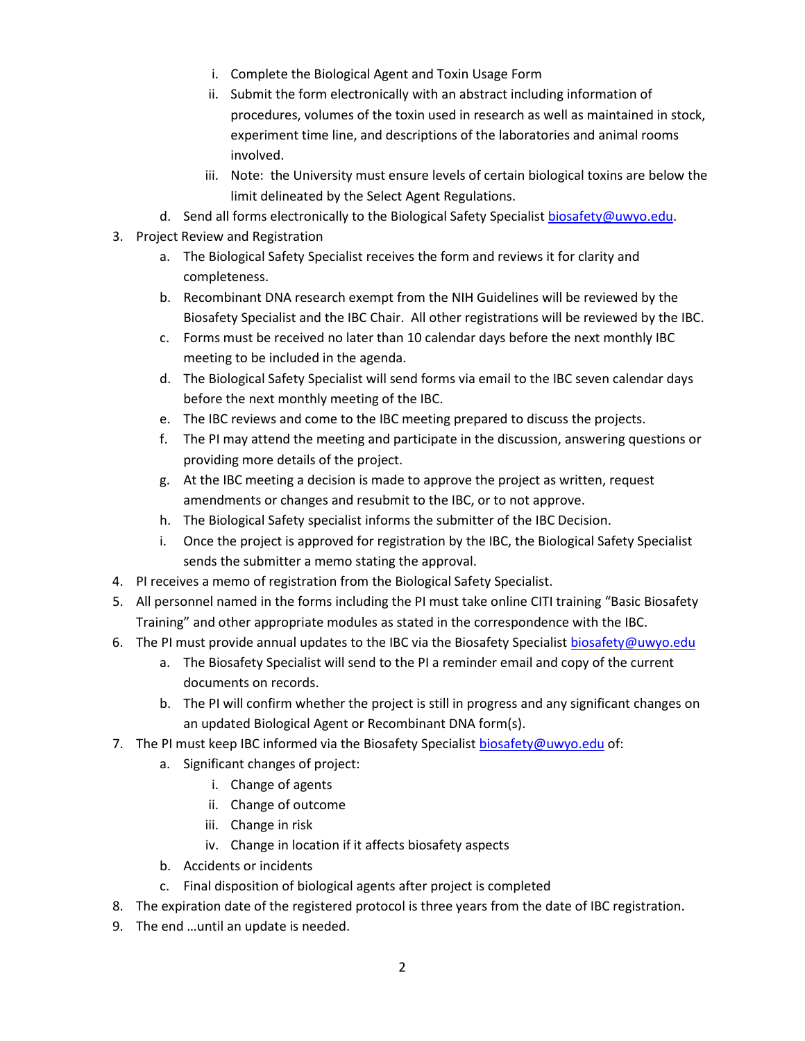i. Complete the Biological Agent and Toxin Usage Form
      ii. Submit the form electronically with an abstract including information of procedures, volumes of the toxin used in research as well as maintained in stock, experiment time line, and descriptions of the laboratories and animal rooms involved.
      iii. Note: the University must ensure levels of certain biological toxins are below the limit delineated by the Select Agent Regulations.

   d. Send all forms electronically to the Biological Safety Specialist [biosafety@uwyo.edu](mailto:biosafety@uwyo.edu).

3. Project Review and Registration
   a. The Biological Safety Specialist receives the form and reviews it for clarity and completeness.
   b. Recombinant DNA research exempt from the NIH Guidelines will be reviewed by the Biosafety Specialist and the IBC Chair. All other registrations will be reviewed by the IBC.
   c. Forms must be received no later than 10 calendar days before the next monthly IBC meeting to be included in the agenda.
   d. The Biological Safety Specialist will send forms via email to the IBC seven calendar days before the next monthly meeting of the IBC.
   e. The IBC reviews and come to the IBC meeting prepared to discuss the projects.
   f. The PI may attend the meeting and participate in the discussion, answering questions or providing more details of the project.
   g. At the IBC meeting a decision is made to approve the project as written, request amendments or changes and resubmit to the IBC, or to not approve.
   h. The Biological Safety specialist informs the submitter of the IBC Decision.
   i. Once the project is approved for registration by the IBC, the Biological Safety Specialist sends the submitter a memo stating the approval.
4. PI receives a memo of registration from the Biological Safety Specialist.
5. All personnel named in the forms including the PI must take online CITI training "Basic Biosafety Training" and other appropriate modules as stated in the correspondence with the IBC.
6. The PI must provide annual updates to the IBC via the Biosafety Specialist [biosafety@uwyo.edu](mailto:biosafety@uwyo.edu)
   a. The Biosafety Specialist will send to the PI a reminder email and copy of the current documents on records.
   b. The PI will confirm whether the project is still in progress and any significant changes on an updated Biological Agent or Recombinant DNA form(s).
7. The PI must keep IBC informed via the Biosafety Specialist [biosafety@uwyo.edu](mailto:biosafety@uwyo.edu) of:
   a. Significant changes of project:
      i. Change of agents
      ii. Change of outcome
      iii. Change in risk
      iv. Change in location if it affects biosafety aspects
   b. Accidents or incidents
   c. Final disposition of biological agents after project is completed
8. The expiration date of the registered protocol is three years from the date of IBC registration.
9. The end …until an update is needed.